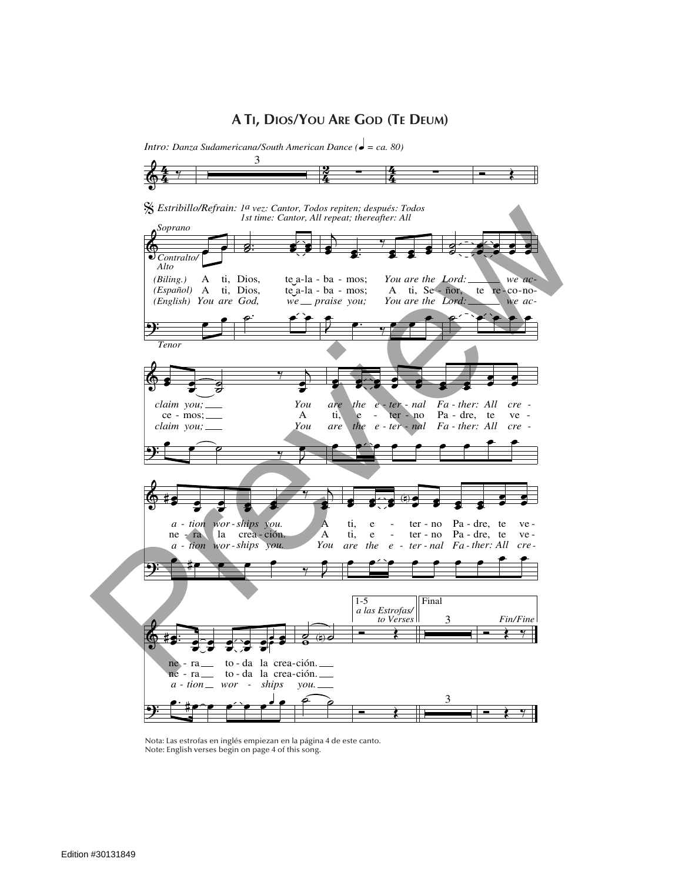# A Ti, Dios/You Are God (Te Deum)

*Intro: Danza Sudamericana/South American Dance (♩ = ca. 80)*

*Estribillo/Refrain: 1a vez: Cantor, Todos repiten; después: Todos*
*1st time: Cantor, All repeat; thereafter: All*

Soprano

Contralto/Alto

Tenor

*(Biling.)* A ti, Dios, te a-la - ba - mos; *You are the Lord: we ac- claim you;* *You are the e - ter - nal Fa - ther: All cre - a - tion wor - ships you.* A ti, e - ter - no Pa - dre, te ve - ne - ra to - da la crea-ción.

*(Español)* A ti, Dios, te a-la - ba - mos; A ti, Se - ñor, te re - co-no- ce - mos; A ti, e - ter - no Pa - dre, te ve - ne - ra la crea - ción. A ti, e - ter - no Pa - dre, te ve - ne - ra to - da la crea-ción.

*(English) You are God, we praise you; You are the Lord: we ac- claim you; You are the e - ter - nal Fa - ther: All cre - a - tion wor - ships you. You are the e - ter - nal Fa - ther: All cre - a - tion wor - ships you.*

1-5 *a las Estrofas/to Verses*

Final

*Fin/Fine*

Nota: Las estrofas en inglés empiezan en la página 4 de este canto.
Note: English verses begin on page 4 of this song.

Edition #30131849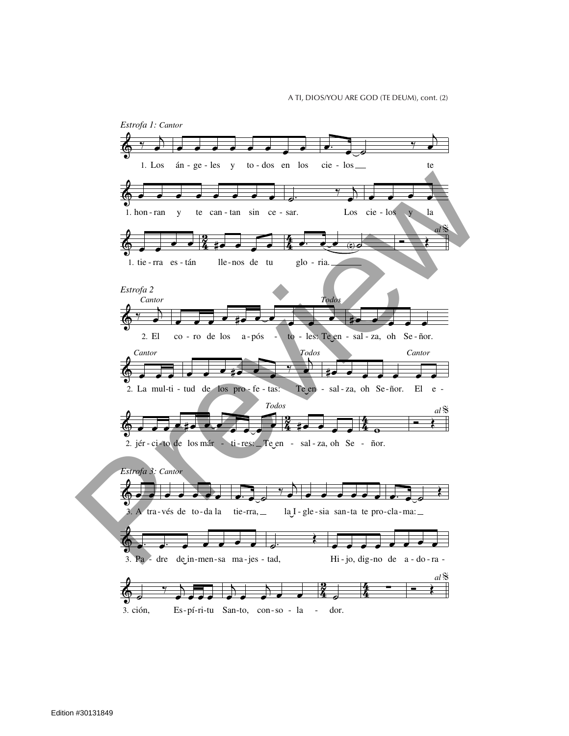## Estrofa 1: *Cantor*

1. Los án - ge - les y to - dos en los cie - los __ te
1. hon - ran y te can - tan sin ce - sar. Los cie - los y la
1. tie - rra es - tán lle - nos de tu glo - ria. ___ *al* 𝄋

## Estrofa 2

*Cantor*
2. El co - ro de los a - pós - to - les: *Todos* Te‿en - sal - za, oh Se - ñor.
*Cantor*
2. La mul - ti - tud de los pro - fe - tas: *Todos* Te‿en - sal - za, oh Se - ñor. *Cantor* El e -
2. jér - ci - to de los már - ti - res: __ *Todos* Te‿en - sal - za, oh Se - ñor. *al* 𝄋

## Estrofa 3: *Cantor*

3. A tra - vés de to - da la tie - rra, __ la‿I - gle - sia san - ta te pro - cla - ma: __
3. Pa - dre de‿in - men - sa ma - jes - tad, Hi - jo, dig - no de a - do - ra -
3. ción, Es - pí - ri - tu San - to, con - so - la - dor. *al* 𝄋

Edition #30131849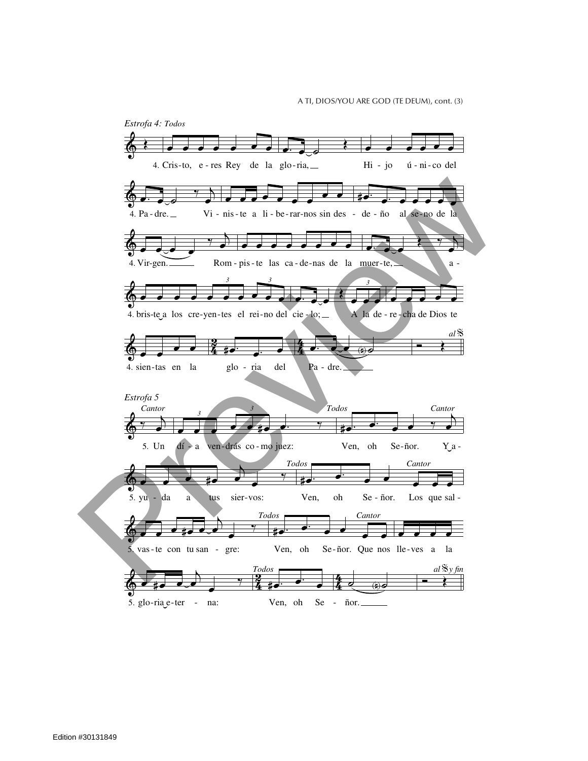*Estrofa 4: Todos*

4. Cris-to, e-res Rey de la glo-ria, Hi-jo ú-ni-co del

4. Pa-dre. Vi-nis-te a li-be-rar-nos sin des-de-ño al se-no de la

4. Vir-gen. Rom-pis-te las ca-de-nas de la muer-te, a-

4. bris-te a los cre-yen-tes el rei-no del cie-lo; A la de-re-cha de Dios te

4. sien-tas en la glo-ria del Pa-dre.

*al* 𝄋

*Estrofa 5*

*Cantor* 5. Un dí-a ven-drás co-mo juez: *Todos* Ven, oh Se-ñor. *Cantor* Y a-

5. yu-da a tus sier-vos: *Todos* Ven, oh Se-ñor. *Cantor* Los que sal-

5. vas-te con tu san-gre: *Todos* Ven, oh Se-ñor. *Cantor* Que nos lle-ves a la

5. glo-ria e-ter-na: *Todos* Ven, oh Se-ñor.

*al* 𝄋 *y fin*

Edition #30131849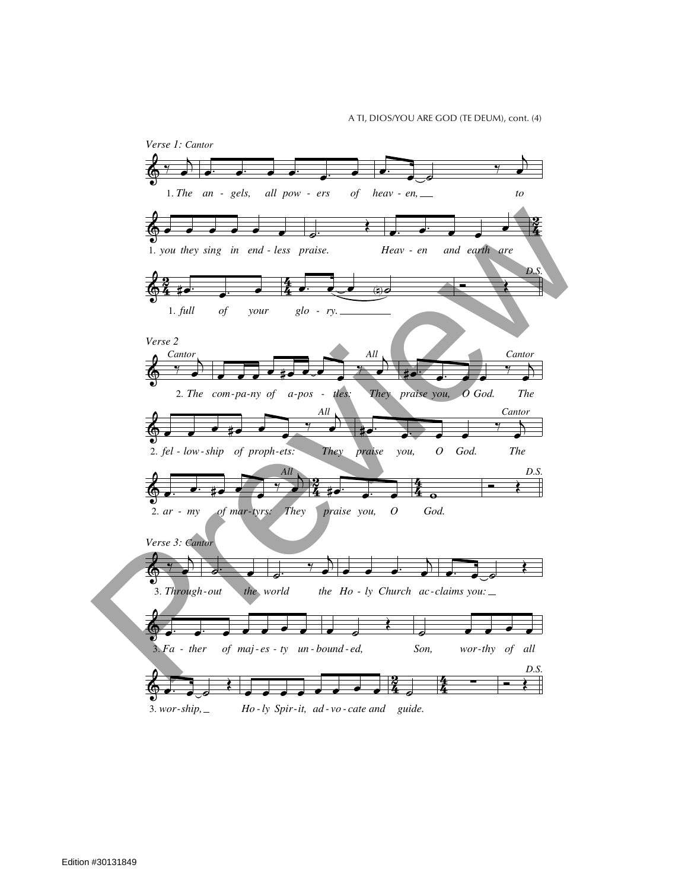### Verse 1: *Cantor*

1. *The angels, all powers of heaven, to you they sing in endless praise. Heaven and earth are full of your glory.*

D.S.

### Verse 2

*Cantor*

2. *The company of apostles:*

*All*

*They praise you, O God.*

*Cantor*

*The fellowship of prophets:*

*All*

*They praise you, O God.*

*Cantor*

*The army of martyrs:*

*All*

*They praise you, O God.*

D.S.

### Verse 3: *Cantor*

3. *Throughout the world the Holy Church acclaims you: Father of majesty unbounded, Son, worthy of all worship, Holy Spirit, advocate and guide.*

D.S.

Edition #30131849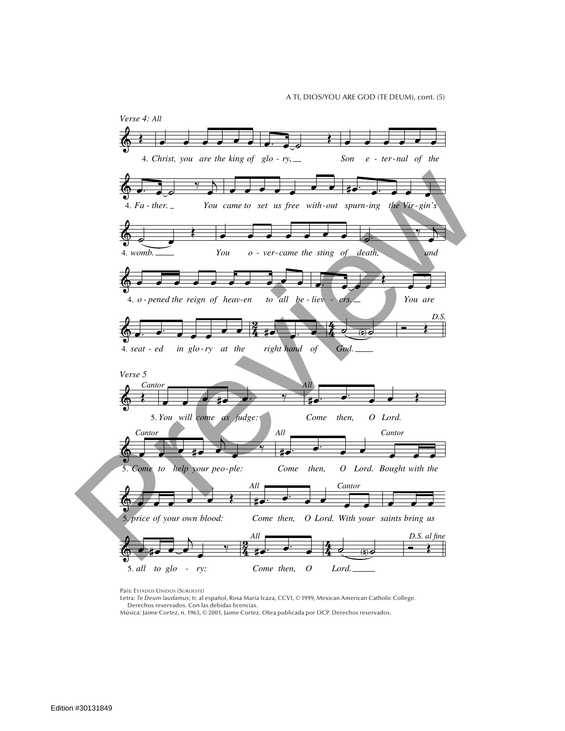Verse 4: All

4. Christ, you are the king of glo - ry, Son e - ter - nal of the Fa - ther. You came to set us free with - out spurn - ing the Vir - gin's womb. You o - ver - came the sting of death, and o - pened the reign of heav - en to all be - liev - ers. You are seat - ed in glo - ry at the right hand of God.

D.S.

Verse 5

Cantor: 5. You will come as judge: All: Come then, O Lord.

Cantor: 5. Come to help your peo - ple: All: Come then, O Lord.

Cantor: Bought with the price of your own blood: All: Come then, O Lord.

Cantor: With your saints bring us all to glo - ry: All: Come then, O Lord.

D.S. al fine

País: Estados Unidos (Suroeste)
Letra: *Te Deum laudamus;* tr. al español, Rosa María Icaza, CCVI, © 1999, Mexican American Catholic College. Derechos reservados. Con las debidas licencias.
Música: Jaime Cortez, n. 1963, © 2001, Jaime Cortez. Obra publicada por OCP. Derechos reservados.

Edition #30131849